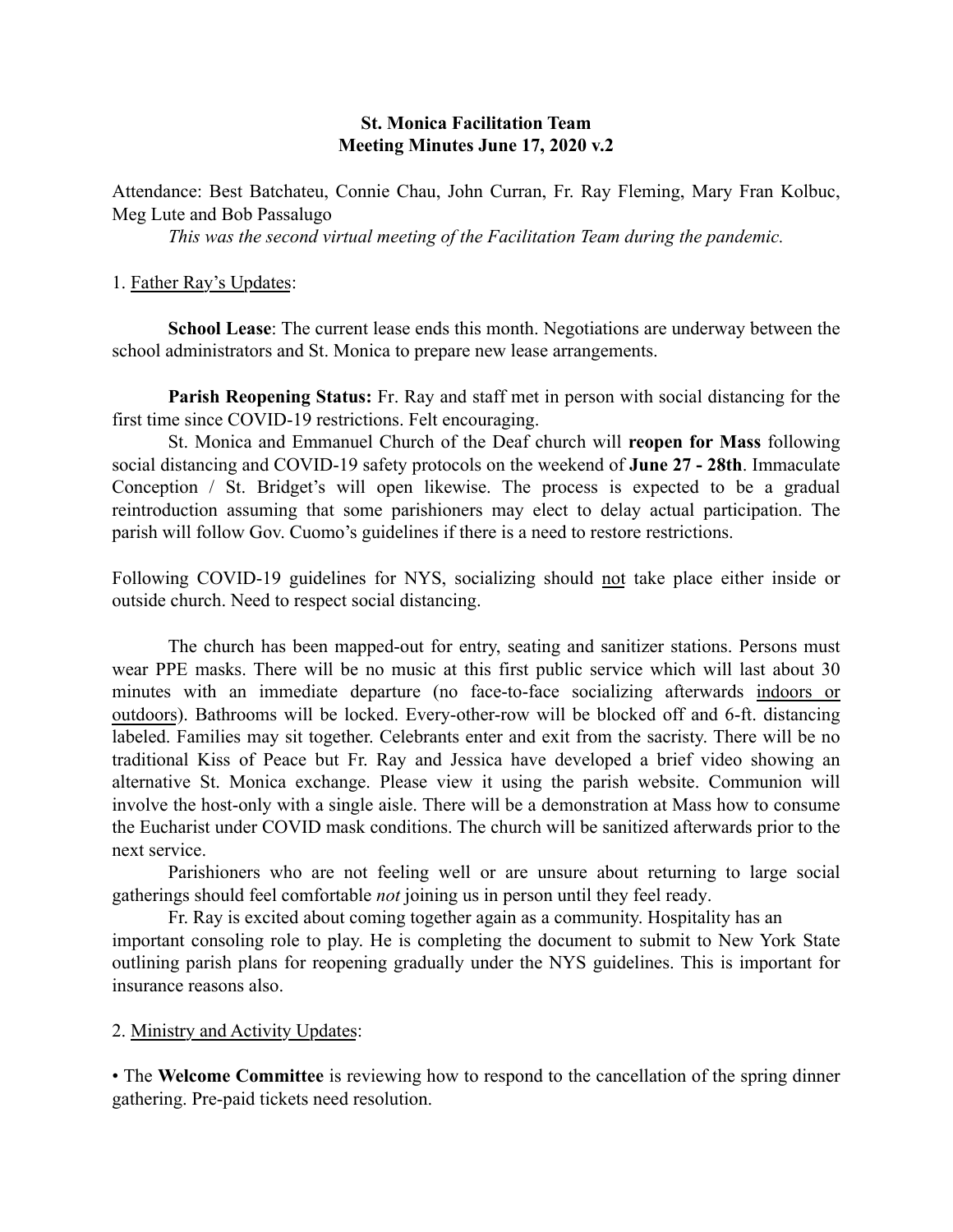**St. Monica Facilitation Team**
**Meeting Minutes June 17, 2020 v.2**

Attendance: Best Batchateu, Connie Chau, John Curran, Fr. Ray Fleming, Mary Fran Kolbuc, Meg Lute and Bob Passalugo

*This was the second virtual meeting of the Facilitation Team during the pandemic.*

1. <u>Father Ray's Updates</u>:

**School Lease**: The current lease ends this month. Negotiations are underway between the school administrators and St. Monica to prepare new lease arrangements.

**Parish Reopening Status:** Fr. Ray and staff met in person with social distancing for the first time since COVID-19 restrictions. Felt encouraging.

St. Monica and Emmanuel Church of the Deaf church will **reopen for Mass** following social distancing and COVID-19 safety protocols on the weekend of **June 27 - 28th**. Immaculate Conception / St. Bridget's will open likewise. The process is expected to be a gradual reintroduction assuming that some parishioners may elect to delay actual participation. The parish will follow Gov. Cuomo's guidelines if there is a need to restore restrictions.

Following COVID-19 guidelines for NYS, socializing should <u>not</u> take place either inside or outside church. Need to respect social distancing.

The church has been mapped-out for entry, seating and sanitizer stations. Persons must wear PPE masks. There will be no music at this first public service which will last about 30 minutes with an immediate departure (no face-to-face socializing afterwards <u>indoors or outdoors</u>). Bathrooms will be locked. Every-other-row will be blocked off and 6-ft. distancing labeled. Families may sit together. Celebrants enter and exit from the sacristy. There will be no traditional Kiss of Peace but Fr. Ray and Jessica have developed a brief video showing an alternative St. Monica exchange. Please view it using the parish website. Communion will involve the host-only with a single aisle. There will be a demonstration at Mass how to consume the Eucharist under COVID mask conditions. The church will be sanitized afterwards prior to the next service.

Parishioners who are not feeling well or are unsure about returning to large social gatherings should feel comfortable *not* joining us in person until they feel ready.

Fr. Ray is excited about coming together again as a community. Hospitality has an important consoling role to play. He is completing the document to submit to New York State outlining parish plans for reopening gradually under the NYS guidelines. This is important for insurance reasons also.

2. <u>Ministry and Activity Updates</u>:

- The **Welcome Committee** is reviewing how to respond to the cancellation of the spring dinner gathering. Pre-paid tickets need resolution.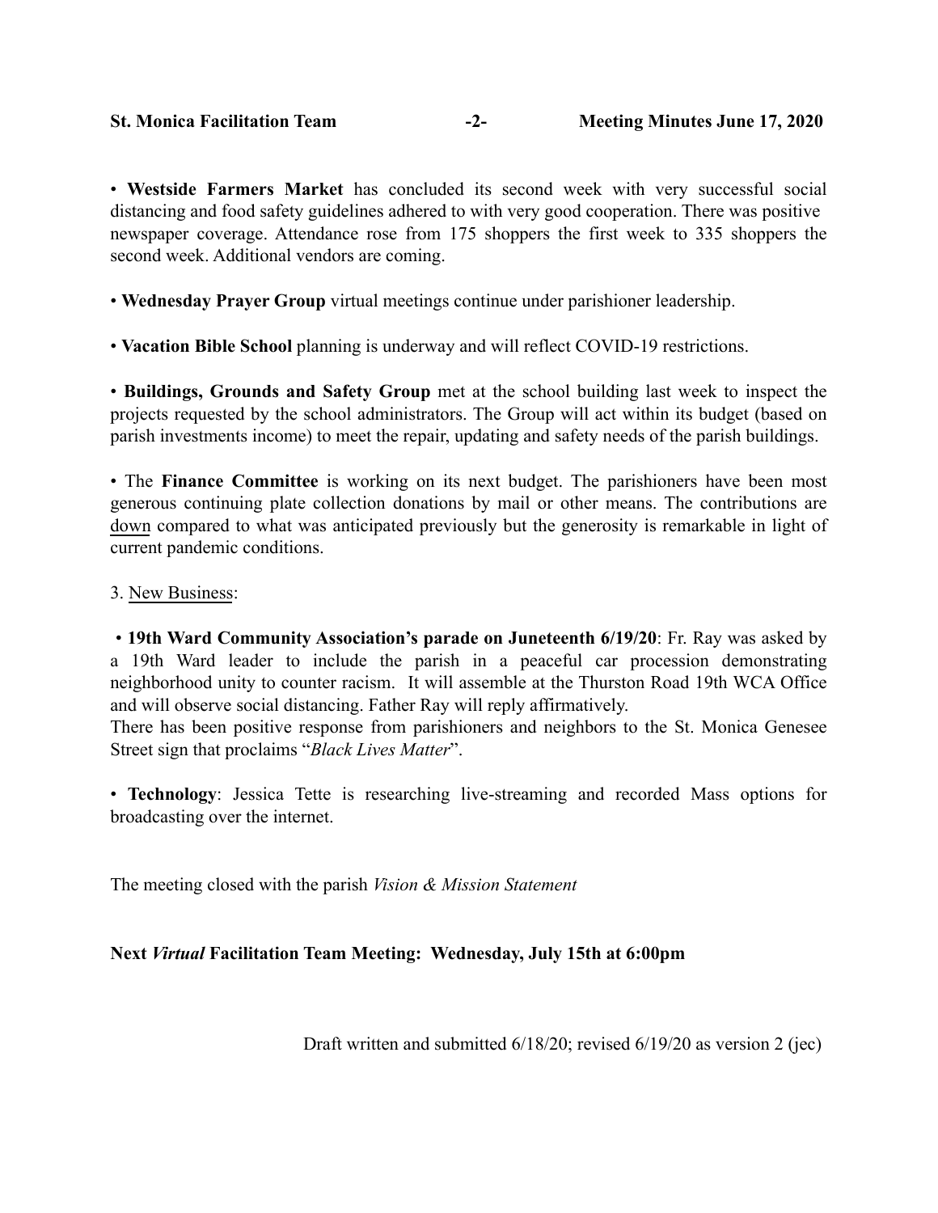• **Westside Farmers Market** has concluded its second week with very successful social distancing and food safety guidelines adhered to with very good cooperation. There was positive newspaper coverage. Attendance rose from 175 shoppers the first week to 335 shoppers the second week. Additional vendors are coming.

• **Wednesday Prayer Group** virtual meetings continue under parishioner leadership.

• **Vacation Bible School** planning is underway and will reflect COVID-19 restrictions.

• **Buildings, Grounds and Safety Group** met at the school building last week to inspect the projects requested by the school administrators. The Group will act within its budget (based on parish investments income) to meet the repair, updating and safety needs of the parish buildings.

• The **Finance Committee** is working on its next budget. The parishioners have been most generous continuing plate collection donations by mail or other means. The contributions are <u>down</u> compared to what was anticipated previously but the generosity is remarkable in light of current pandemic conditions.

3. <u>New Business</u>:

• **19th Ward Community Association's parade on Juneteenth 6/19/20**: Fr. Ray was asked by a 19th Ward leader to include the parish in a peaceful car procession demonstrating neighborhood unity to counter racism. It will assemble at the Thurston Road 19th WCA Office and will observe social distancing. Father Ray will reply affirmatively.
There has been positive response from parishioners and neighbors to the St. Monica Genesee Street sign that proclaims "*Black Lives Matter*".

• **Technology**: Jessica Tette is researching live-streaming and recorded Mass options for broadcasting over the internet.

The meeting closed with the parish *Vision & Mission Statement*

**Next *Virtual* Facilitation Team Meeting: Wednesday, July 15th at 6:00pm**

Draft written and submitted 6/18/20; revised 6/19/20 as version 2 (jec)